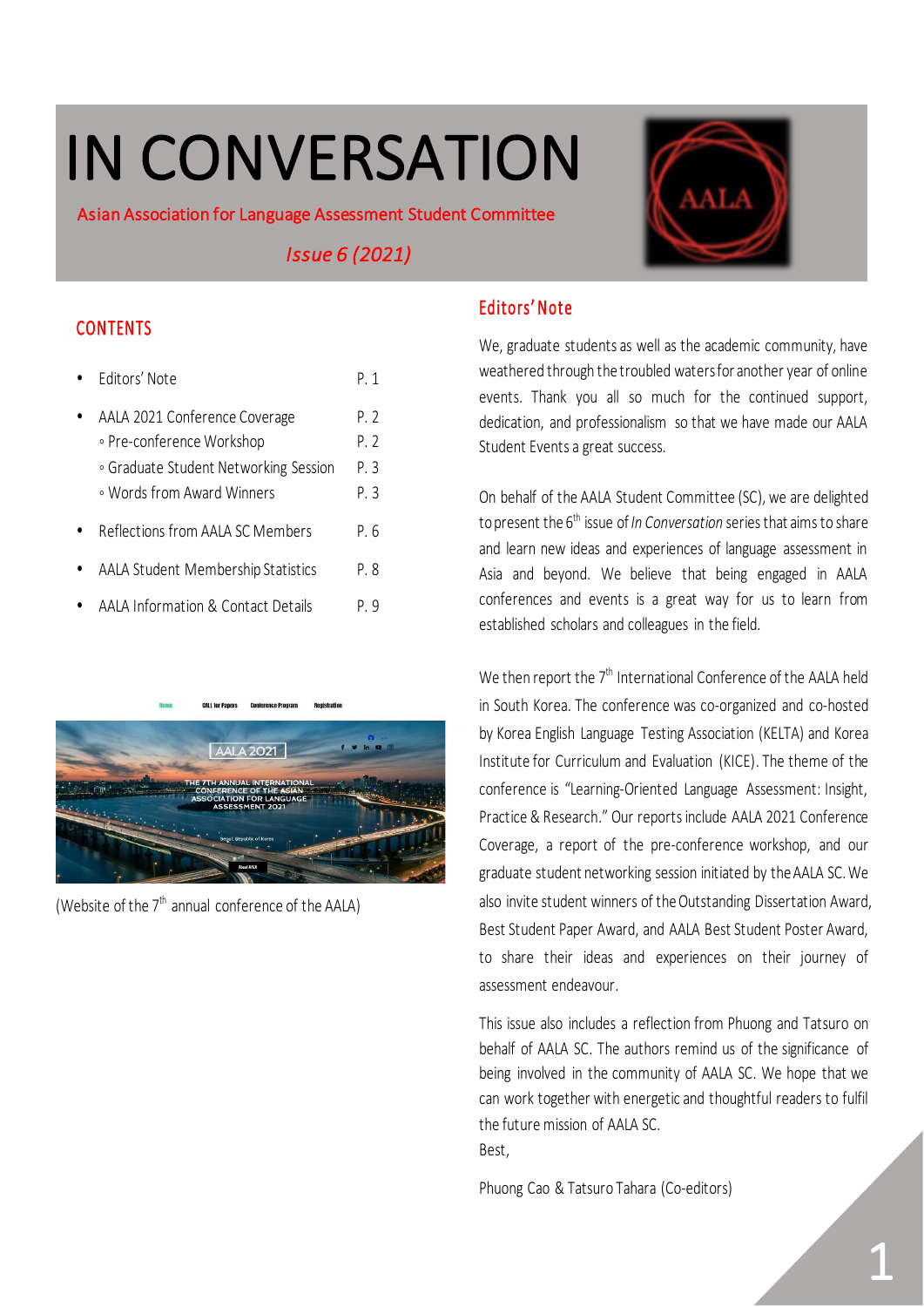# IN CONVERSATION

Asian Association for Language Assessment Student Committee

*Issue 6 (2021)*

## CONTENTS

- Editors' Note P. 1
- AALA 2021 Conference Coverage P. 2
  - Pre-conference Workshop P. 2
  - Graduate Student Networking Session P. 3
  - Words from Award Winners P. 3
- Reflections from AALA SC Members P. 6
- AALA Student Membership Statistics P. 8
- AALA Information & Contact Details P. 9

(Website of the 7th annual conference of the AALA)

## Editors' Note

We, graduate students as well as the academic community, have weathered through the troubled waters for another year of online events. Thank you all so much for the continued support, dedication, and professionalism so that we have made our AALA Student Events a great success.

On behalf of the AALA Student Committee (SC), we are delighted to present the 6th issue of *In Conversation* series that aims to share and learn new ideas and experiences of language assessment in Asia and beyond. We believe that being engaged in AALA conferences and events is a great way for us to learn from established scholars and colleagues in the field.

We then report the 7th International Conference of the AALA held in South Korea. The conference was co-organized and co-hosted by Korea English Language Testing Association (KELTA) and Korea Institute for Curriculum and Evaluation (KICE). The theme of the conference is "Learning-Oriented Language Assessment: Insight, Practice & Research." Our reports include AALA 2021 Conference Coverage, a report of the pre-conference workshop, and our graduate student networking session initiated by the AALA SC. We also invite student winners of the Outstanding Dissertation Award, Best Student Paper Award, and AALA Best Student Poster Award, to share their ideas and experiences on their journey of assessment endeavour.

This issue also includes a reflection from Phuong and Tatsuro on behalf of AALA SC. The authors remind us of the significance of being involved in the community of AALA SC. We hope that we can work together with energetic and thoughtful readers to fulfil the future mission of AALA SC.

Best,

Phuong Cao & Tatsuro Tahara (Co-editors)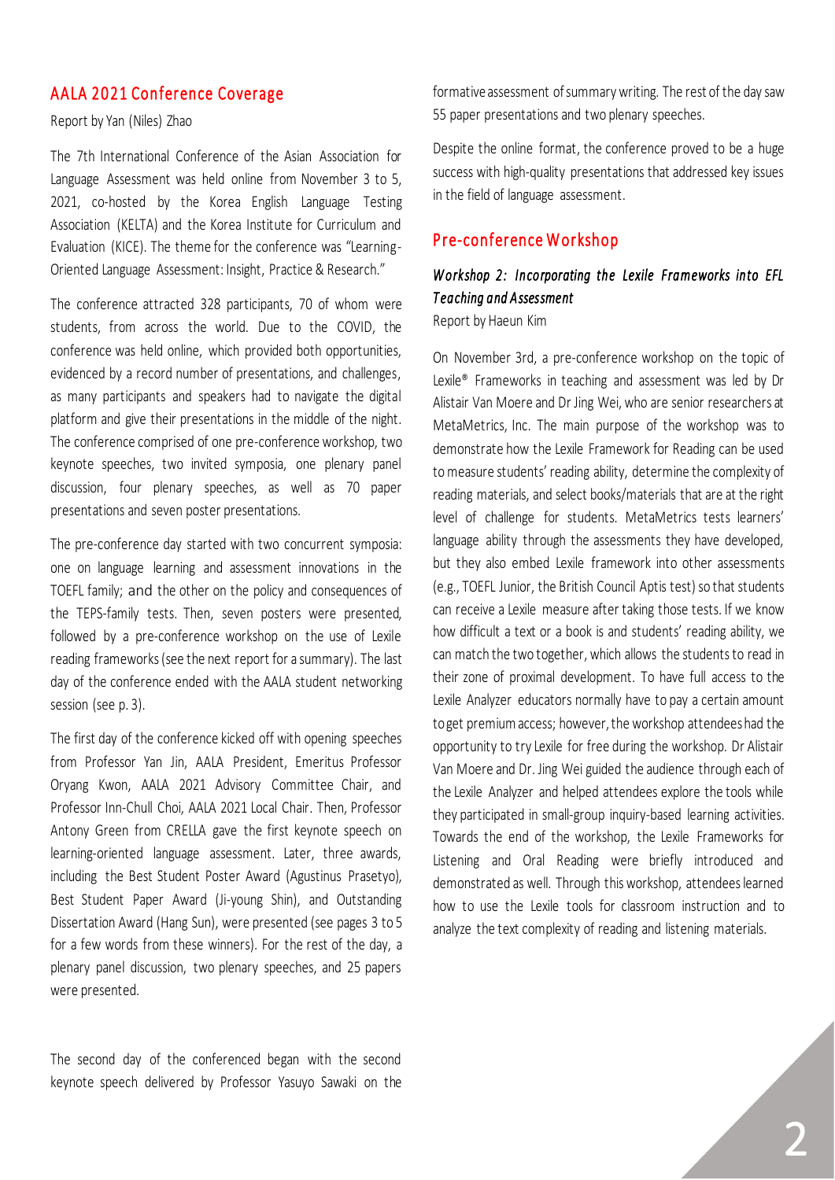## AALA 2021 Conference Coverage

Report by Yan (Niles) Zhao

The 7th International Conference of the Asian Association for Language Assessment was held online from November 3 to 5, 2021, co-hosted by the Korea English Language Testing Association (KELTA) and the Korea Institute for Curriculum and Evaluation (KICE). The theme for the conference was "Learning-Oriented Language Assessment: Insight, Practice & Research."

The conference attracted 328 participants, 70 of whom were students, from across the world. Due to the COVID, the conference was held online, which provided both opportunities, evidenced by a record number of presentations, and challenges, as many participants and speakers had to navigate the digital platform and give their presentations in the middle of the night. The conference comprised of one pre-conference workshop, two keynote speeches, two invited symposia, one plenary panel discussion, four plenary speeches, as well as 70 paper presentations and seven poster presentations.

The pre-conference day started with two concurrent symposia: one on language learning and assessment innovations in the TOEFL family; and the other on the policy and consequences of the TEPS-family tests. Then, seven posters were presented, followed by a pre-conference workshop on the use of Lexile reading frameworks (see the next report for a summary). The last day of the conference ended with the AALA student networking session (see p. 3).

The first day of the conference kicked off with opening speeches from Professor Yan Jin, AALA President, Emeritus Professor Oryang Kwon, AALA 2021 Advisory Committee Chair, and Professor Inn-Chull Choi, AALA 2021 Local Chair. Then, Professor Antony Green from CRELLA gave the first keynote speech on learning-oriented language assessment. Later, three awards, including the Best Student Poster Award (Agustinus Prasetyo), Best Student Paper Award (Ji-young Shin), and Outstanding Dissertation Award (Hang Sun), were presented (see pages 3 to 5 for a few words from these winners). For the rest of the day, a plenary panel discussion, two plenary speeches, and 25 papers were presented.

The second day of the conferenced began with the second keynote speech delivered by Professor Yasuyo Sawaki on the formative assessment of summary writing. The rest of the day saw 55 paper presentations and two plenary speeches.

Despite the online format, the conference proved to be a huge success with high-quality presentations that addressed key issues in the field of language assessment.

## Pre-conference Workshop

### *Workshop 2: Incorporating the Lexile Frameworks into EFL Teaching and Assessment*

Report by Haeun Kim

On November 3rd, a pre-conference workshop on the topic of Lexile® Frameworks in teaching and assessment was led by Dr Alistair Van Moere and Dr Jing Wei, who are senior researchers at MetaMetrics, Inc. The main purpose of the workshop was to demonstrate how the Lexile Framework for Reading can be used to measure students' reading ability, determine the complexity of reading materials, and select books/materials that are at the right level of challenge for students. MetaMetrics tests learners' language ability through the assessments they have developed, but they also embed Lexile framework into other assessments (e.g., TOEFL Junior, the British Council Aptis test) so that students can receive a Lexile measure after taking those tests. If we know how difficult a text or a book is and students' reading ability, we can match the two together, which allows the students to read in their zone of proximal development. To have full access to the Lexile Analyzer educators normally have to pay a certain amount to get premium access; however, the workshop attendees had the opportunity to try Lexile for free during the workshop. Dr Alistair Van Moere and Dr. Jing Wei guided the audience through each of the Lexile Analyzer and helped attendees explore the tools while they participated in small-group inquiry-based learning activities. Towards the end of the workshop, the Lexile Frameworks for Listening and Oral Reading were briefly introduced and demonstrated as well. Through this workshop, attendees learned how to use the Lexile tools for classroom instruction and to analyze the text complexity of reading and listening materials.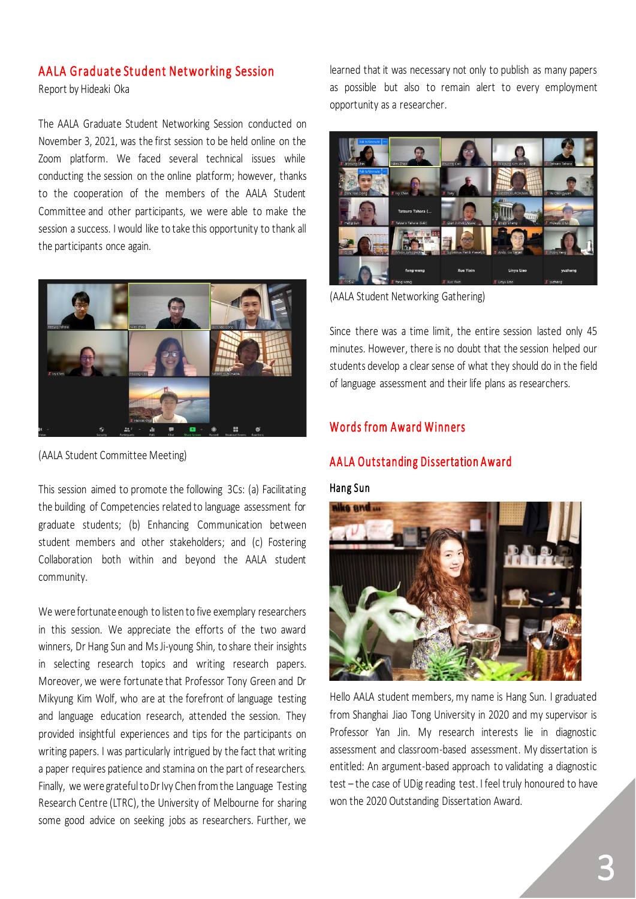## AALA Graduate Student Networking Session

Report by Hideaki Oka

The AALA Graduate Student Networking Session conducted on November 3, 2021, was the first session to be held online on the Zoom platform. We faced several technical issues while conducting the session on the online platform; however, thanks to the cooperation of the members of the AALA Student Committee and other participants, we were able to make the session a success. I would like to take this opportunity to thank all the participants once again.

(AALA Student Committee Meeting)

This session aimed to promote the following 3Cs: (a) Facilitating the building of Competencies related to language assessment for graduate students; (b) Enhancing Communication between student members and other stakeholders; and (c) Fostering Collaboration both within and beyond the AALA student community.

We were fortunate enough to listen to five exemplary researchers in this session. We appreciate the efforts of the two award winners, Dr Hang Sun and Ms Ji-young Shin, to share their insights in selecting research topics and writing research papers. Moreover, we were fortunate that Professor Tony Green and Dr Mikyung Kim Wolf, who are at the forefront of language testing and language education research, attended the session. They provided insightful experiences and tips for the participants on writing papers. I was particularly intrigued by the fact that writing a paper requires patience and stamina on the part of researchers. Finally, we were grateful to Dr Ivy Chen from the Language Testing Research Centre (LTRC), the University of Melbourne for sharing some good advice on seeking jobs as researchers. Further, we learned that it was necessary not only to publish as many papers as possible but also to remain alert to every employment opportunity as a researcher.

(AALA Student Networking Gathering)

Since there was a time limit, the entire session lasted only 45 minutes. However, there is no doubt that the session helped our students develop a clear sense of what they should do in the field of language assessment and their life plans as researchers.

## Words from Award Winners

### AALA Outstanding Dissertation Award

**Hang Sun**

Hello AALA student members, my name is Hang Sun. I graduated from Shanghai Jiao Tong University in 2020 and my supervisor is Professor Yan Jin. My research interests lie in diagnostic assessment and classroom-based assessment. My dissertation is entitled: An argument-based approach to validating a diagnostic test – the case of UDig reading test. I feel truly honoured to have won the 2020 Outstanding Dissertation Award.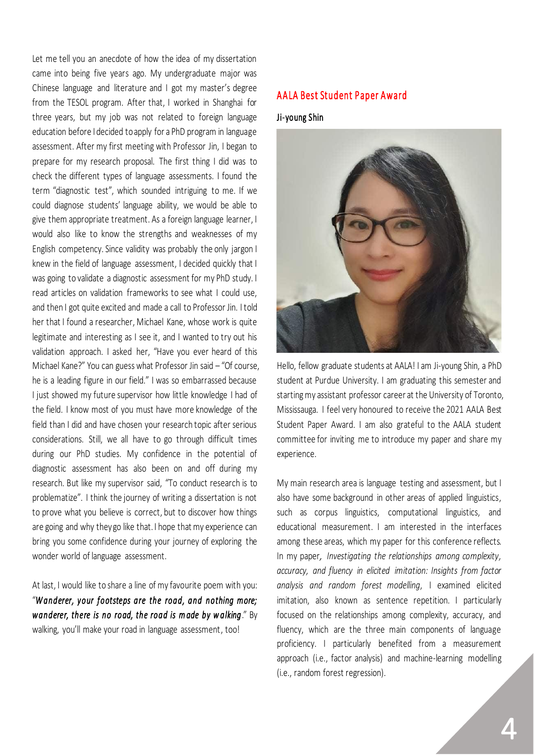Let me tell you an anecdote of how the idea of my dissertation came into being five years ago. My undergraduate major was Chinese language and literature and I got my master's degree from the TESOL program. After that, I worked in Shanghai for three years, but my job was not related to foreign language education before I decided to apply for a PhD program in language assessment. After my first meeting with Professor Jin, I began to prepare for my research proposal. The first thing I did was to check the different types of language assessments. I found the term "diagnostic test", which sounded intriguing to me. If we could diagnose students' language ability, we would be able to give them appropriate treatment. As a foreign language learner, I would also like to know the strengths and weaknesses of my English competency. Since validity was probably the only jargon I knew in the field of language assessment, I decided quickly that I was going to validate a diagnostic assessment for my PhD study. I read articles on validation frameworks to see what I could use, and then I got quite excited and made a call to Professor Jin. I told her that I found a researcher, Michael Kane, whose work is quite legitimate and interesting as I see it, and I wanted to try out his validation approach. I asked her, "Have you ever heard of this Michael Kane?" You can guess what Professor Jin said – "Of course, he is a leading figure in our field." I was so embarrassed because I just showed my future supervisor how little knowledge I had of the field. I know most of you must have more knowledge of the field than I did and have chosen your research topic after serious considerations. Still, we all have to go through difficult times during our PhD studies. My confidence in the potential of diagnostic assessment has also been on and off during my research. But like my supervisor said, "To conduct research is to problematize". I think the journey of writing a dissertation is not to prove what you believe is correct, but to discover how things are going and why they go like that. I hope that my experience can bring you some confidence during your journey of exploring the wonder world of language assessment.

At last, I would like to share a line of my favourite poem with you: "*Wanderer, your footsteps are the road, and nothing more; wanderer, there is no road, the road is made by walking*." By walking, you'll make your road in language assessment, too!

## AALA Best Student Paper Award

**Ji-young Shin**

Hello, fellow graduate students at AALA! I am Ji-young Shin, a PhD student at Purdue University. I am graduating this semester and starting my assistant professor career at the University of Toronto, Mississauga. I feel very honoured to receive the 2021 AALA Best Student Paper Award. I am also grateful to the AALA student committee for inviting me to introduce my paper and share my experience.

My main research area is language testing and assessment, but I also have some background in other areas of applied linguistics, such as corpus linguistics, computational linguistics, and educational measurement. I am interested in the interfaces among these areas, which my paper for this conference reflects. In my paper, *Investigating the relationships among complexity, accuracy, and fluency in elicited imitation: Insights from factor analysis and random forest modelling*, I examined elicited imitation, also known as sentence repetition. I particularly focused on the relationships among complexity, accuracy, and fluency, which are the three main components of language proficiency. I particularly benefited from a measurement approach (i.e., factor analysis) and machine-learning modelling (i.e., random forest regression).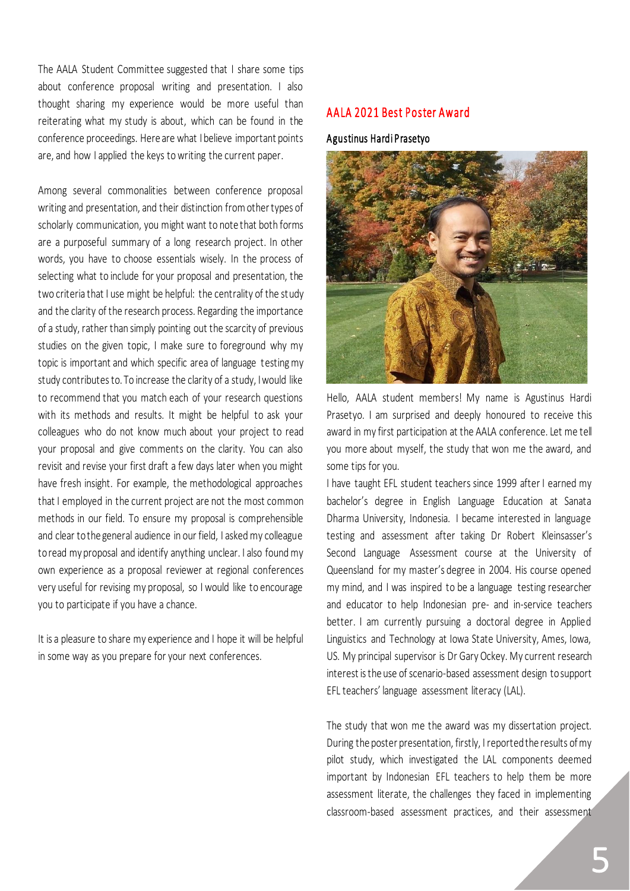The AALA Student Committee suggested that I share some tips about conference proposal writing and presentation. I also thought sharing my experience would be more useful than reiterating what my study is about, which can be found in the conference proceedings. Here are what I believe important points are, and how I applied the keys to writing the current paper.

Among several commonalities between conference proposal writing and presentation, and their distinction from other types of scholarly communication, you might want to note that both forms are a purposeful summary of a long research project. In other words, you have to choose essentials wisely. In the process of selecting what to include for your proposal and presentation, the two criteria that I use might be helpful: the centrality of the study and the clarity of the research process. Regarding the importance of a study, rather than simply pointing out the scarcity of previous studies on the given topic, I make sure to foreground why my topic is important and which specific area of language testing my study contributes to. To increase the clarity of a study, I would like to recommend that you match each of your research questions with its methods and results. It might be helpful to ask your colleagues who do not know much about your project to read your proposal and give comments on the clarity. You can also revisit and revise your first draft a few days later when you might have fresh insight. For example, the methodological approaches that I employed in the current project are not the most common methods in our field. To ensure my proposal is comprehensible and clear to the general audience in our field, I asked my colleague to read my proposal and identify anything unclear. I also found my own experience as a proposal reviewer at regional conferences very useful for revising my proposal, so I would like to encourage you to participate if you have a chance.

It is a pleasure to share my experience and I hope it will be helpful in some way as you prepare for your next conferences.

## AALA 2021 Best Poster Award

**Agustinus Hardi Prasetyo**

Hello, AALA student members! My name is Agustinus Hardi Prasetyo. I am surprised and deeply honoured to receive this award in my first participation at the AALA conference. Let me tell you more about myself, the study that won me the award, and some tips for you.

I have taught EFL student teachers since 1999 after I earned my bachelor's degree in English Language Education at Sanata Dharma University, Indonesia. I became interested in language testing and assessment after taking Dr Robert Kleinsasser's Second Language Assessment course at the University of Queensland for my master's degree in 2004. His course opened my mind, and I was inspired to be a language testing researcher and educator to help Indonesian pre- and in-service teachers better. I am currently pursuing a doctoral degree in Applied Linguistics and Technology at Iowa State University, Ames, Iowa, US. My principal supervisor is Dr Gary Ockey. My current research interest is the use of scenario-based assessment design to support EFL teachers' language assessment literacy (LAL).

The study that won me the award was my dissertation project. During the poster presentation, firstly, I reported the results of my pilot study, which investigated the LAL components deemed important by Indonesian EFL teachers to help them be more assessment literate, the challenges they faced in implementing classroom-based assessment practices, and their assessment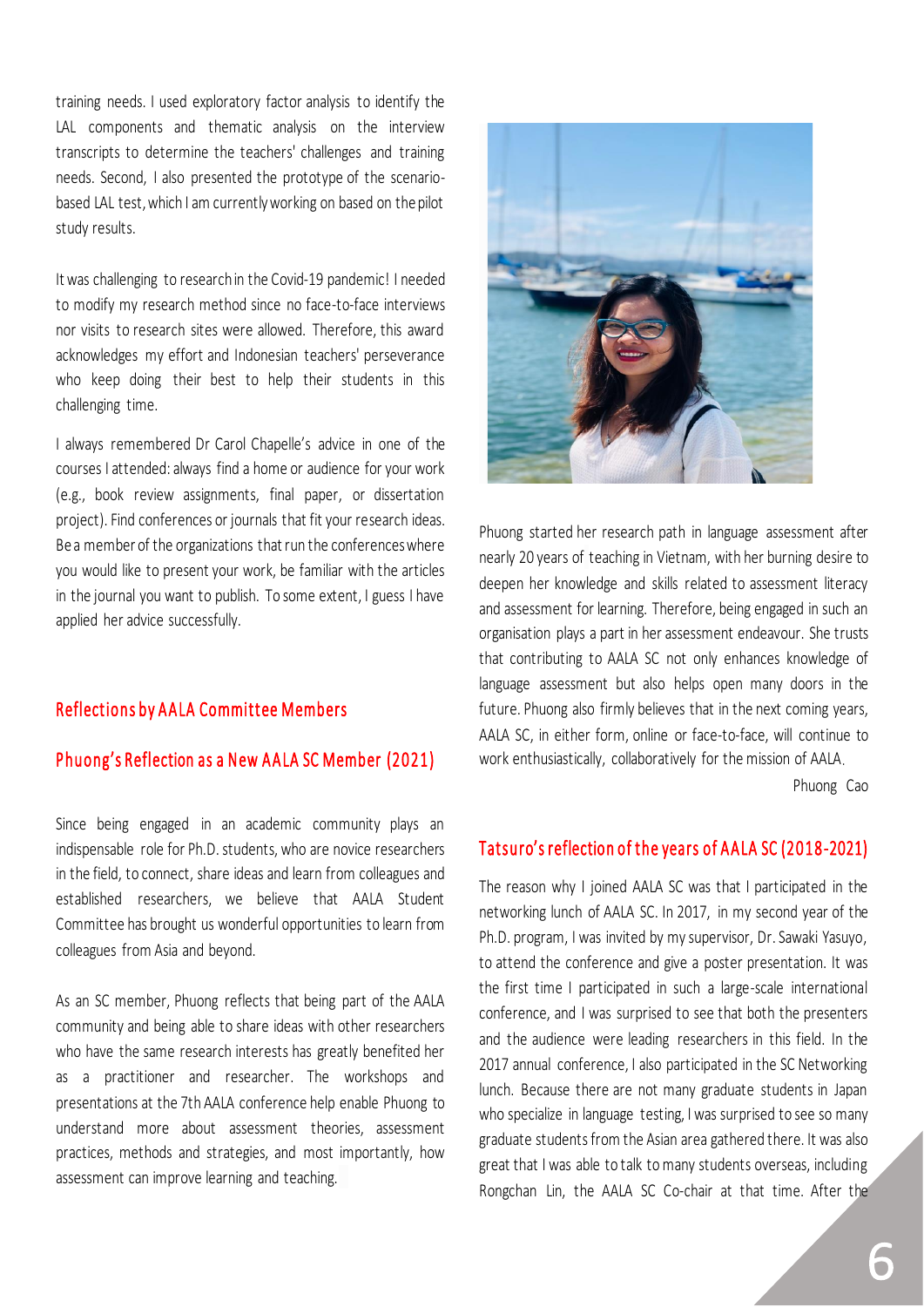training needs. I used exploratory factor analysis to identify the LAL components and thematic analysis on the interview transcripts to determine the teachers' challenges and training needs. Second, I also presented the prototype of the scenario-based LAL test, which I am currently working on based on the pilot study results.

It was challenging to research in the Covid-19 pandemic! I needed to modify my research method since no face-to-face interviews nor visits to research sites were allowed. Therefore, this award acknowledges my effort and Indonesian teachers' perseverance who keep doing their best to help their students in this challenging time.

I always remembered Dr Carol Chapelle's advice in one of the courses I attended: always find a home or audience for your work (e.g., book review assignments, final paper, or dissertation project). Find conferences or journals that fit your research ideas. Be a member of the organizations that run the conferences where you would like to present your work, be familiar with the articles in the journal you want to publish. To some extent, I guess I have applied her advice successfully.

## Reflections by AALA Committee Members

### Phuong's Reflection as a New AALA SC Member (2021)

Since being engaged in an academic community plays an indispensable role for Ph.D. students, who are novice researchers in the field, to connect, share ideas and learn from colleagues and established researchers, we believe that AALA Student Committee has brought us wonderful opportunities to learn from colleagues from Asia and beyond.

As an SC member, Phuong reflects that being part of the AALA community and being able to share ideas with other researchers who have the same research interests has greatly benefited her as a practitioner and researcher. The workshops and presentations at the 7th AALA conference help enable Phuong to understand more about assessment theories, assessment practices, methods and strategies, and most importantly, how assessment can improve learning and teaching.

Phuong started her research path in language assessment after nearly 20 years of teaching in Vietnam, with her burning desire to deepen her knowledge and skills related to assessment literacy and assessment for learning. Therefore, being engaged in such an organisation plays a part in her assessment endeavour. She trusts that contributing to AALA SC not only enhances knowledge of language assessment but also helps open many doors in the future. Phuong also firmly believes that in the next coming years, AALA SC, in either form, online or face-to-face, will continue to work enthusiastically, collaboratively for the mission of AALA.

Phuong Cao

### Tatsuro's reflection of the years of AALA SC (2018-2021)

The reason why I joined AALA SC was that I participated in the networking lunch of AALA SC. In 2017, in my second year of the Ph.D. program, I was invited by my supervisor, Dr. Sawaki Yasuyo, to attend the conference and give a poster presentation. It was the first time I participated in such a large-scale international conference, and I was surprised to see that both the presenters and the audience were leading researchers in this field. In the 2017 annual conference, I also participated in the SC Networking lunch. Because there are not many graduate students in Japan who specialize in language testing, I was surprised to see so many graduate students from the Asian area gathered there. It was also great that I was able to talk to many students overseas, including Rongchan Lin, the AALA SC Co-chair at that time. After the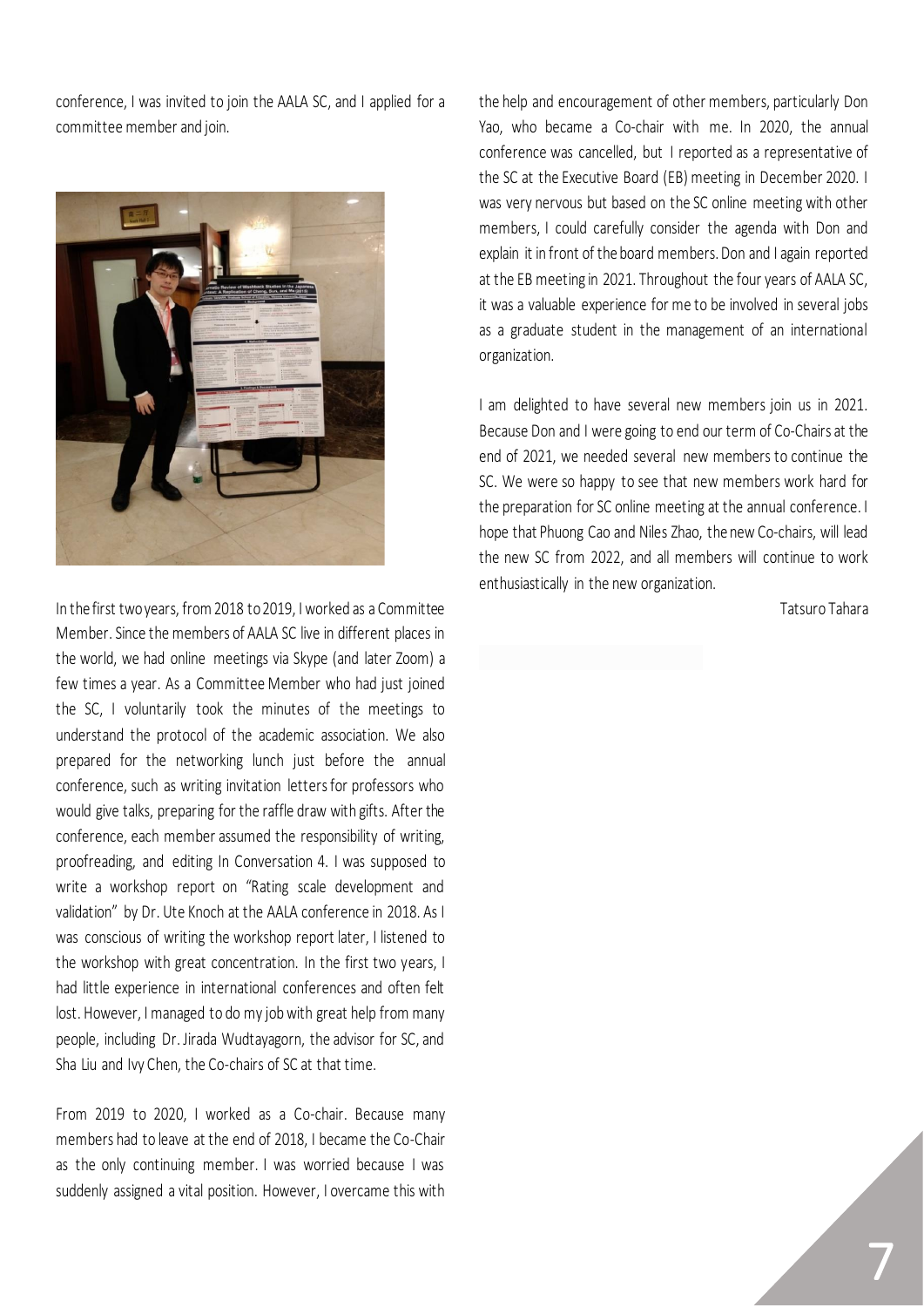conference, I was invited to join the AALA SC, and I applied for a committee member and join.

In the first two years, from 2018 to 2019, I worked as a Committee Member. Since the members of AALA SC live in different places in the world, we had online meetings via Skype (and later Zoom) a few times a year. As a Committee Member who had just joined the SC, I voluntarily took the minutes of the meetings to understand the protocol of the academic association. We also prepared for the networking lunch just before the annual conference, such as writing invitation letters for professors who would give talks, preparing for the raffle draw with gifts. After the conference, each member assumed the responsibility of writing, proofreading, and editing In Conversation 4. I was supposed to write a workshop report on "Rating scale development and validation" by Dr. Ute Knoch at the AALA conference in 2018. As I was conscious of writing the workshop report later, I listened to the workshop with great concentration. In the first two years, I had little experience in international conferences and often felt lost. However, I managed to do my job with great help from many people, including Dr. Jirada Wudtayagorn, the advisor for SC, and Sha Liu and Ivy Chen, the Co-chairs of SC at that time.

From 2019 to 2020, I worked as a Co-chair. Because many members had to leave at the end of 2018, I became the Co-Chair as the only continuing member. I was worried because I was suddenly assigned a vital position. However, I overcame this with the help and encouragement of other members, particularly Don Yao, who became a Co-chair with me. In 2020, the annual conference was cancelled, but I reported as a representative of the SC at the Executive Board (EB) meeting in December 2020. I was very nervous but based on the SC online meeting with other members, I could carefully consider the agenda with Don and explain it in front of the board members. Don and I again reported at the EB meeting in 2021. Throughout the four years of AALA SC, it was a valuable experience for me to be involved in several jobs as a graduate student in the management of an international organization.

I am delighted to have several new members join us in 2021. Because Don and I were going to end our term of Co-Chairs at the end of 2021, we needed several new members to continue the SC. We were so happy to see that new members work hard for the preparation for SC online meeting at the annual conference. I hope that Phuong Cao and Niles Zhao, the new Co-chairs, will lead the new SC from 2022, and all members will continue to work enthusiastically in the new organization.

Tatsuro Tahara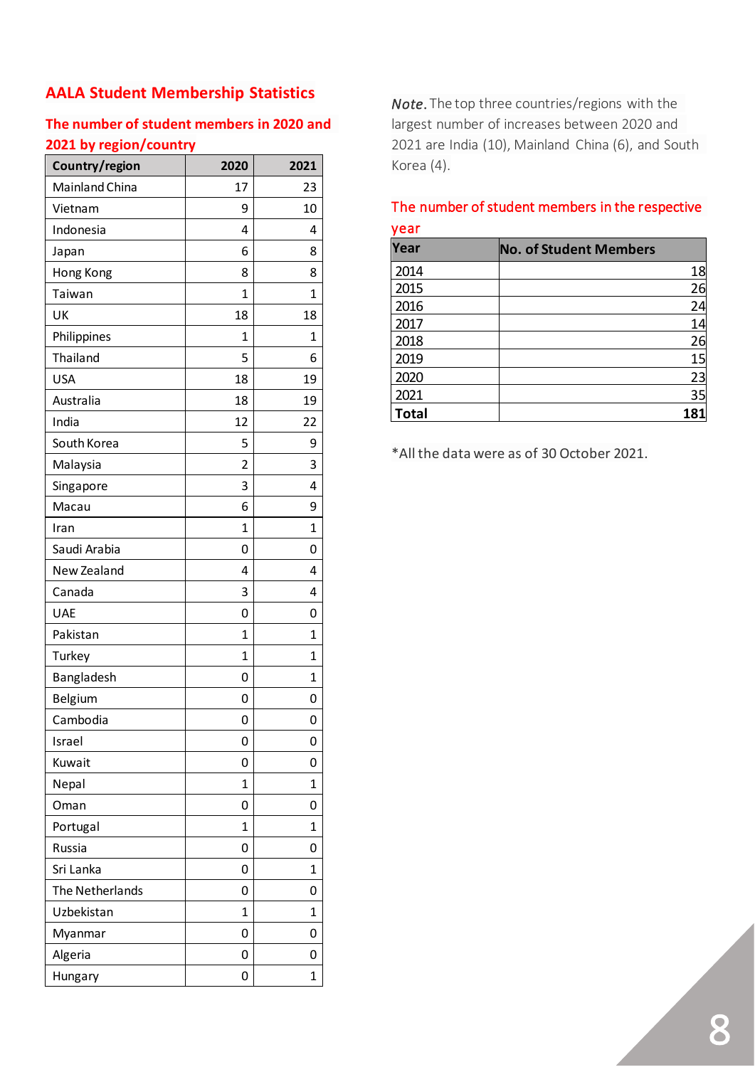## AALA Student Membership Statistics

### The number of student members in 2020 and 2021 by region/country

| Country/region | 2020 | 2021 |
|---|---|---|
| Mainland China | 17 | 23 |
| Vietnam | 9 | 10 |
| Indonesia | 4 | 4 |
| Japan | 6 | 8 |
| Hong Kong | 8 | 8 |
| Taiwan | 1 | 1 |
| UK | 18 | 18 |
| Philippines | 1 | 1 |
| Thailand | 5 | 6 |
| USA | 18 | 19 |
| Australia | 18 | 19 |
| India | 12 | 22 |
| South Korea | 5 | 9 |
| Malaysia | 2 | 3 |
| Singapore | 3 | 4 |
| Macau | 6 | 9 |
| Iran | 1 | 1 |
| Saudi Arabia | 0 | 0 |
| New Zealand | 4 | 4 |
| Canada | 3 | 4 |
| UAE | 0 | 0 |
| Pakistan | 1 | 1 |
| Turkey | 1 | 1 |
| Bangladesh | 0 | 1 |
| Belgium | 0 | 0 |
| Cambodia | 0 | 0 |
| Israel | 0 | 0 |
| Kuwait | 0 | 0 |
| Nepal | 1 | 1 |
| Oman | 0 | 0 |
| Portugal | 1 | 1 |
| Russia | 0 | 0 |
| Sri Lanka | 0 | 1 |
| The Netherlands | 0 | 0 |
| Uzbekistan | 1 | 1 |
| Myanmar | 0 | 0 |
| Algeria | 0 | 0 |
| Hungary | 0 | 1 |

*Note*. The top three countries/regions with the largest number of increases between 2020 and 2021 are India (10), Mainland China (6), and South Korea (4).

### The number of student members in the respective year

| Year | No. of Student Members |
|---|---|
| 2014 | 18 |
| 2015 | 26 |
| 2016 | 24 |
| 2017 | 14 |
| 2018 | 26 |
| 2019 | 15 |
| 2020 | 23 |
| 2021 | 35 |
| **Total** | **181** |

*All the data were as of 30 October 2021.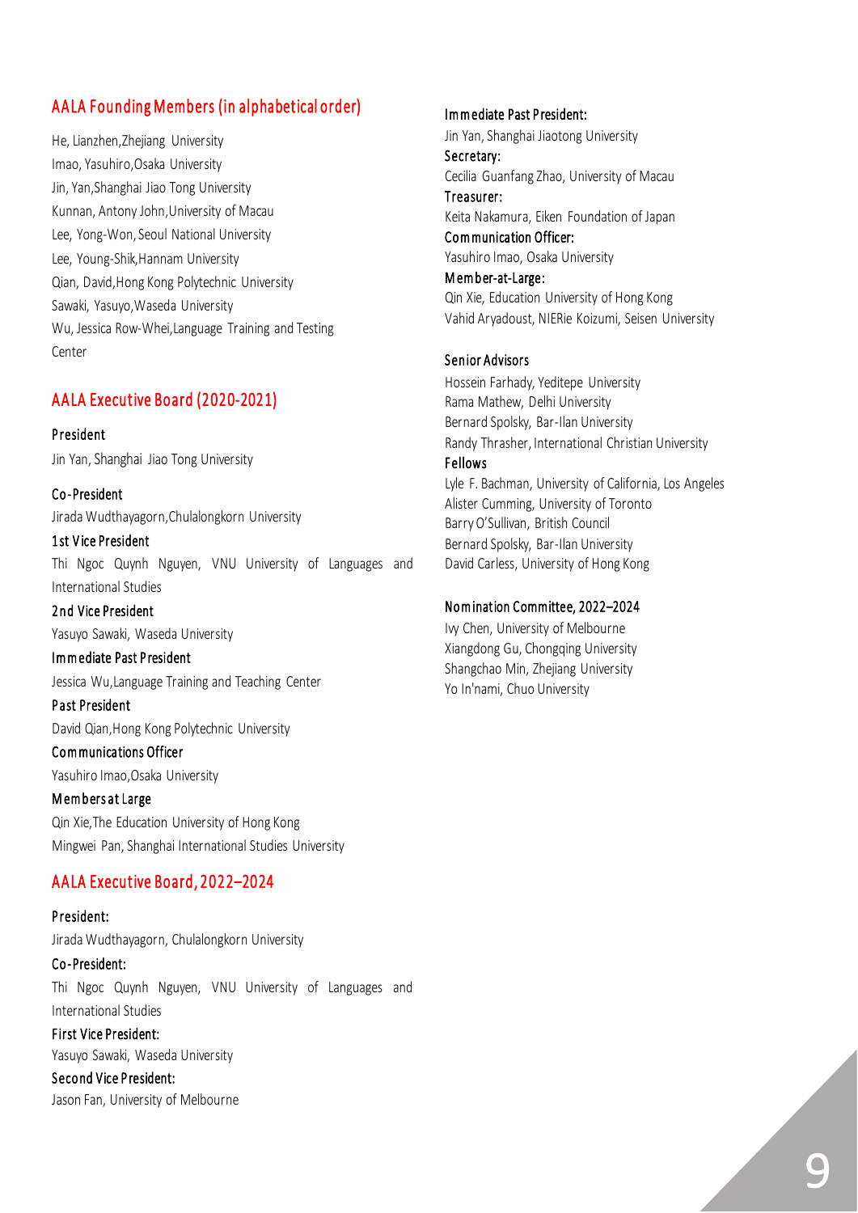## AALA Founding Members (in alphabetical order)

He, Lianzhen, Zhejiang University
Imao, Yasuhiro, Osaka University
Jin, Yan, Shanghai Jiao Tong University
Kunnan, Antony John, University of Macau
Lee, Yong-Won, Seoul National University
Lee, Young-Shik, Hannam University
Qian, David, Hong Kong Polytechnic University
Sawaki, Yasuyo, Waseda University
Wu, Jessica Row-Whei, Language Training and Testing Center

## AALA Executive Board (2020-2021)

**President**
Jin Yan, Shanghai Jiao Tong University

**Co-President**
Jirada Wudthayagorn, Chulalongkorn University

**1st Vice President**
Thi Ngoc Quynh Nguyen, VNU University of Languages and International Studies

**2nd Vice President**
Yasuyo Sawaki, Waseda University

**Immediate Past President**
Jessica Wu, Language Training and Teaching Center

**Past President**
David Qian, Hong Kong Polytechnic University

**Communications Officer**
Yasuhiro Imao, Osaka University

**Members at Large**
Qin Xie, The Education University of Hong Kong
Mingwei Pan, Shanghai International Studies University

## AALA Executive Board, 2022–2024

**President:**
Jirada Wudthayagorn, Chulalongkorn University

**Co-President:**
Thi Ngoc Quynh Nguyen, VNU University of Languages and International Studies

**First Vice President:**
Yasuyo Sawaki, Waseda University

**Second Vice President:**
Jason Fan, University of Melbourne

**Immediate Past President:**
Jin Yan, Shanghai Jiaotong University

**Secretary:**
Cecilia Guanfang Zhao, University of Macau

**Treasurer:**
Keita Nakamura, Eiken Foundation of Japan

**Communication Officer:**
Yasuhiro Imao, Osaka University

**Member-at-Large:**
Qin Xie, Education University of Hong Kong
Vahid Aryadoust, NIERie Koizumi, Seisen University

**Senior Advisors**
Hossein Farhady, Yeditepe University
Rama Mathew, Delhi University
Bernard Spolsky, Bar-Ilan University
Randy Thrasher, International Christian University

**Fellows**
Lyle F. Bachman, University of California, Los Angeles
Alister Cumming, University of Toronto
Barry O'Sullivan, British Council
Bernard Spolsky, Bar-Ilan University
David Carless, University of Hong Kong

**Nomination Committee, 2022–2024**
Ivy Chen, University of Melbourne
Xiangdong Gu, Chongqing University
Shangchao Min, Zhejiang University
Yo In'nami, Chuo University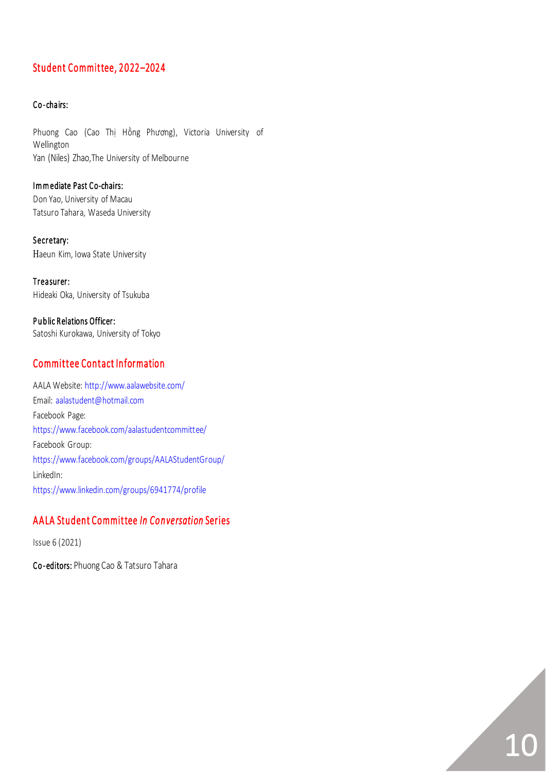## Student Committee, 2022–2024

**Co-chairs:**

Phuong Cao (Cao Thị Hồng Phương), Victoria University of Wellington
Yan (Niles) Zhao, The University of Melbourne

**Immediate Past Co-chairs:**
Don Yao, University of Macau
Tatsuro Tahara, Waseda University

**Secretary:**
Haeun Kim, Iowa State University

**Treasurer:**
Hideaki Oka, University of Tsukuba

**Public Relations Officer:**
Satoshi Kurokawa, University of Tokyo

## Committee Contact Information

AALA Website: http://www.aalawebsite.com/
Email: aalastudent@hotmail.com
Facebook Page:
https://www.facebook.com/aalastudentcommittee/
Facebook Group:
https://www.facebook.com/groups/AALAStudentGroup/
LinkedIn:
https://www.linkedin.com/groups/6941774/profile

## AALA Student Committee *In Conversation* Series

Issue 6 (2021)

**Co-editors:** Phuong Cao & Tatsuro Tahara